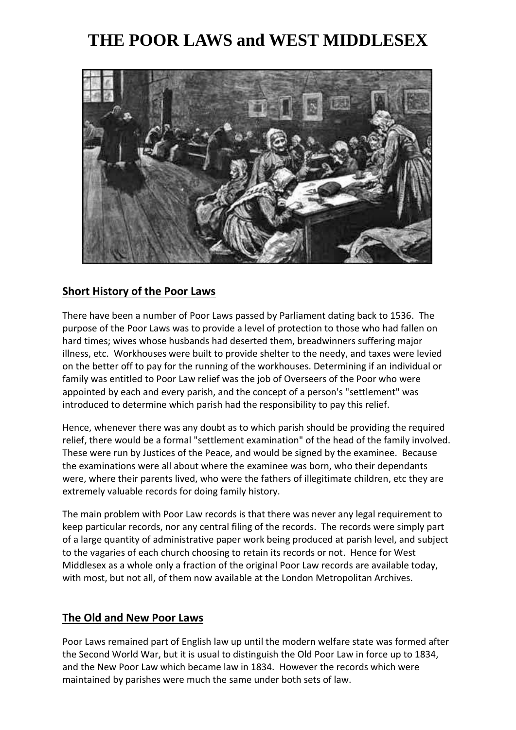# THE POOR LAWS and WEST MIDDLESEX

## Short History of the Poor Laws

There have been a number of Poor Laws passed by Parliament dating back to 1536. The purpose of the Poor Laws was to provide a level of protection to those who had fallen on hard times; wives whose husbands had deserted them, breadwinners suffering major illness, etc. Workhouses were built to provide shelter to the needy, and taxes were levied on the better off to pay for the running of the workhouses. Determining if an individual or family was entitled to Poor Law relief was the job of Overseers of the Poor who were appointed by each and every parish, and the concept of a person's "settlement" was introduced to determine which parish had the responsibility to pay this relief.

Hence, whenever there was any doubt as to which parish should be providing the required relief, there would be a formal "settlement examination" of the head of the family involved. These were run by Justices of the Peace, and would be signed by the examinee. Because the examinations were all about where the examinee was born, who their dependants were, where their parents lived, who were the fathers of illegitimate children, etc they are extremely valuable records for doing family history.

The main problem with Poor Law records is that there was never any legal requirement to keep particular records, nor any central filing of the records. The records were simply part of a large quantity of administrative paper work being produced at parish level, and subject to the vagaries of each church choosing to retain its records or not. Hence for West Middlesex as a whole only a fraction of the original Poor Law records are available today, with most, but not all, of them now available at the London Metropolitan Archives.

## The Old and New Poor Laws

Poor Laws remained part of English law up until the modern welfare state was formed after the Second World War, but it is usual to distinguish the Old Poor Law in force up to 1834, and the New Poor Law which became law in 1834. However the records which were maintained by parishes were much the same under both sets of law.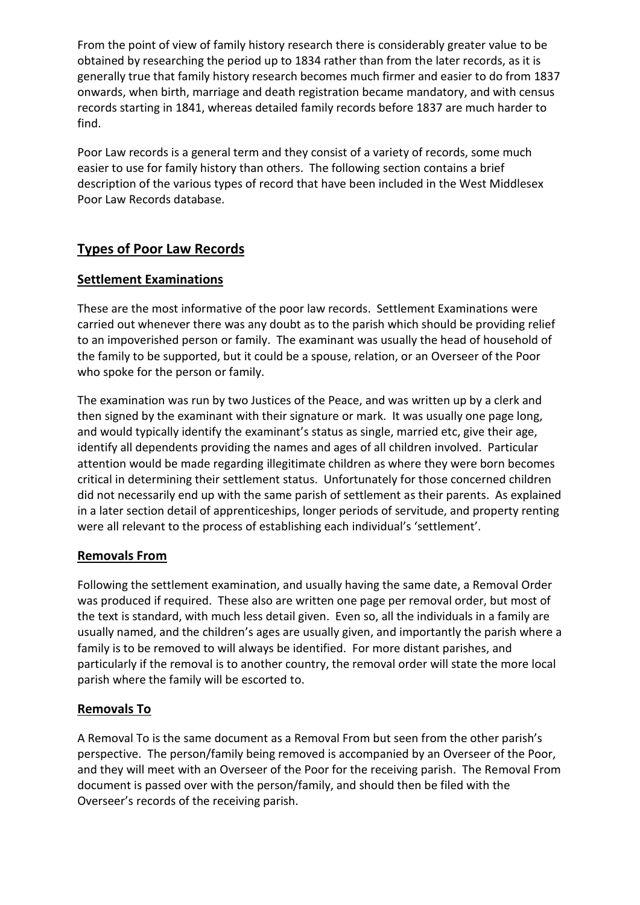From the point of view of family history research there is considerably greater value to be obtained by researching the period up to 1834 rather than from the later records, as it is generally true that family history research becomes much firmer and easier to do from 1837 onwards, when birth, marriage and death registration became mandatory, and with census records starting in 1841, whereas detailed family records before 1837 are much harder to find.

Poor Law records is a general term and they consist of a variety of records, some much easier to use for family history than others. The following section contains a brief description of the various types of record that have been included in the West Middlesex Poor Law Records database.

## Types of Poor Law Records

### Settlement Examinations

These are the most informative of the poor law records. Settlement Examinations were carried out whenever there was any doubt as to the parish which should be providing relief to an impoverished person or family. The examinant was usually the head of household of the family to be supported, but it could be a spouse, relation, or an Overseer of the Poor who spoke for the person or family.

The examination was run by two Justices of the Peace, and was written up by a clerk and then signed by the examinant with their signature or mark. It was usually one page long, and would typically identify the examinant's status as single, married etc, give their age, identify all dependents providing the names and ages of all children involved. Particular attention would be made regarding illegitimate children as where they were born becomes critical in determining their settlement status. Unfortunately for those concerned children did not necessarily end up with the same parish of settlement as their parents. As explained in a later section detail of apprenticeships, longer periods of servitude, and property renting were all relevant to the process of establishing each individual's 'settlement'.

### Removals From

Following the settlement examination, and usually having the same date, a Removal Order was produced if required. These also are written one page per removal order, but most of the text is standard, with much less detail given. Even so, all the individuals in a family are usually named, and the children's ages are usually given, and importantly the parish where a family is to be removed to will always be identified. For more distant parishes, and particularly if the removal is to another country, the removal order will state the more local parish where the family will be escorted to.

### Removals To

A Removal To is the same document as a Removal From but seen from the other parish's perspective. The person/family being removed is accompanied by an Overseer of the Poor, and they will meet with an Overseer of the Poor for the receiving parish. The Removal From document is passed over with the person/family, and should then be filed with the Overseer's records of the receiving parish.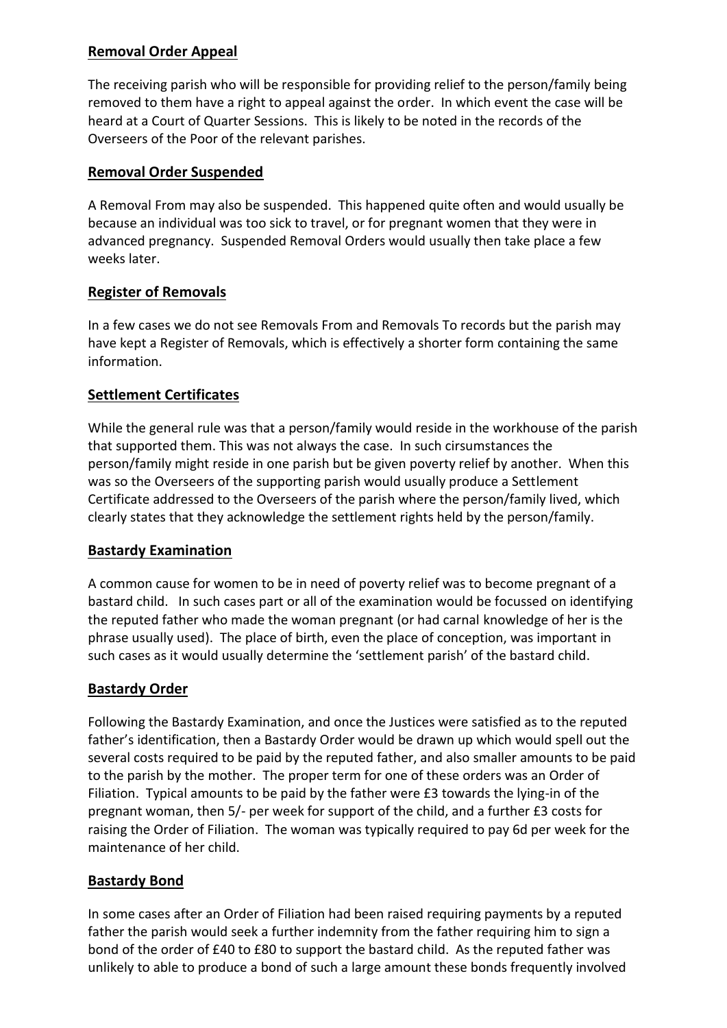## Removal Order Appeal

The receiving parish who will be responsible for providing relief to the person/family being removed to them have a right to appeal against the order. In which event the case will be heard at a Court of Quarter Sessions. This is likely to be noted in the records of the Overseers of the Poor of the relevant parishes.

## Removal Order Suspended

A Removal From may also be suspended. This happened quite often and would usually be because an individual was too sick to travel, or for pregnant women that they were in advanced pregnancy. Suspended Removal Orders would usually then take place a few weeks later.

## Register of Removals

In a few cases we do not see Removals From and Removals To records but the parish may have kept a Register of Removals, which is effectively a shorter form containing the same information.

## Settlement Certificates

While the general rule was that a person/family would reside in the workhouse of the parish that supported them. This was not always the case. In such cirsumstances the person/family might reside in one parish but be given poverty relief by another. When this was so the Overseers of the supporting parish would usually produce a Settlement Certificate addressed to the Overseers of the parish where the person/family lived, which clearly states that they acknowledge the settlement rights held by the person/family.

## Bastardy Examination

A common cause for women to be in need of poverty relief was to become pregnant of a bastard child. In such cases part or all of the examination would be focussed on identifying the reputed father who made the woman pregnant (or had carnal knowledge of her is the phrase usually used). The place of birth, even the place of conception, was important in such cases as it would usually determine the 'settlement parish' of the bastard child.

## Bastardy Order

Following the Bastardy Examination, and once the Justices were satisfied as to the reputed father's identification, then a Bastardy Order would be drawn up which would spell out the several costs required to be paid by the reputed father, and also smaller amounts to be paid to the parish by the mother. The proper term for one of these orders was an Order of Filiation. Typical amounts to be paid by the father were £3 towards the lying-in of the pregnant woman, then 5/- per week for support of the child, and a further £3 costs for raising the Order of Filiation. The woman was typically required to pay 6d per week for the maintenance of her child.

## Bastardy Bond

In some cases after an Order of Filiation had been raised requiring payments by a reputed father the parish would seek a further indemnity from the father requiring him to sign a bond of the order of £40 to £80 to support the bastard child. As the reputed father was unlikely to able to produce a bond of such a large amount these bonds frequently involved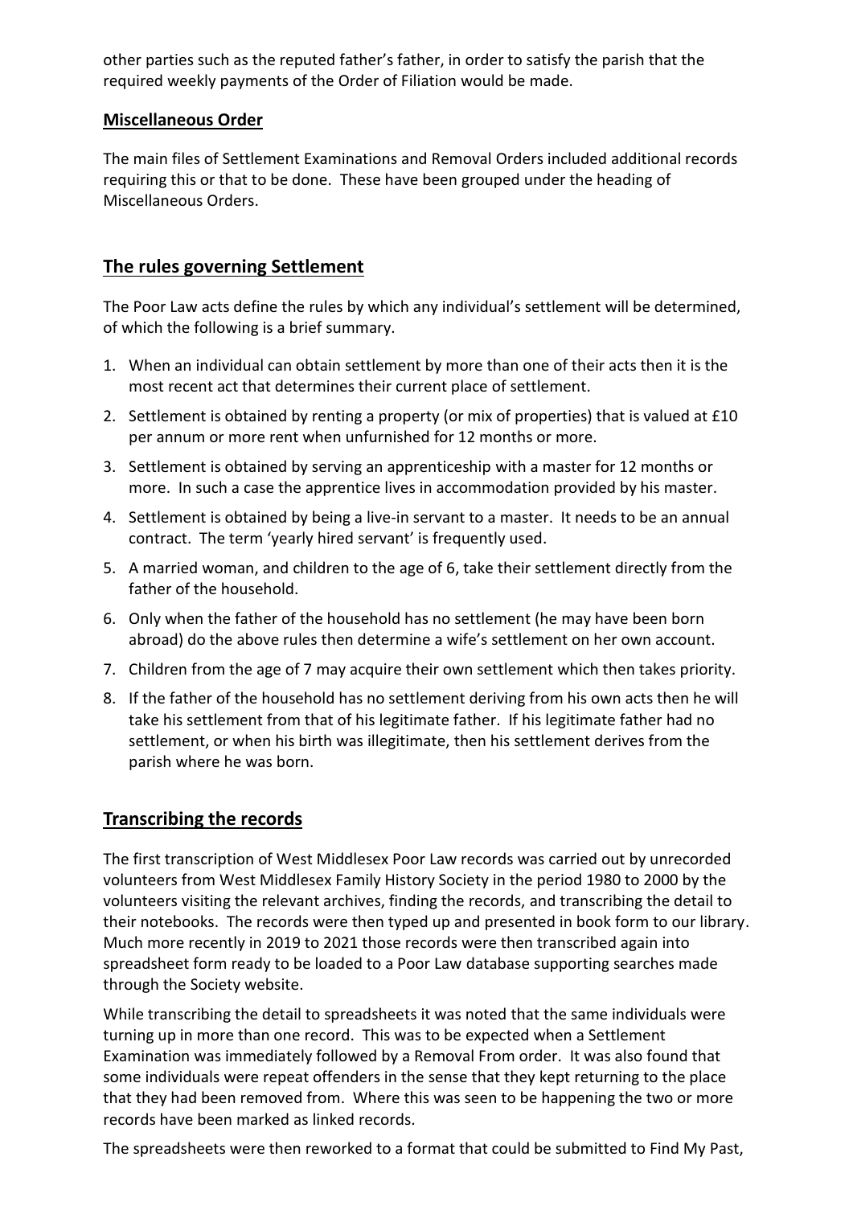other parties such as the reputed father's father, in order to satisfy the parish that the required weekly payments of the Order of Filiation would be made.

### Miscellaneous Order

The main files of Settlement Examinations and Removal Orders included additional records requiring this or that to be done. These have been grouped under the heading of Miscellaneous Orders.

## The rules governing Settlement

The Poor Law acts define the rules by which any individual's settlement will be determined, of which the following is a brief summary.

1. When an individual can obtain settlement by more than one of their acts then it is the most recent act that determines their current place of settlement.
2. Settlement is obtained by renting a property (or mix of properties) that is valued at £10 per annum or more rent when unfurnished for 12 months or more.
3. Settlement is obtained by serving an apprenticeship with a master for 12 months or more. In such a case the apprentice lives in accommodation provided by his master.
4. Settlement is obtained by being a live-in servant to a master. It needs to be an annual contract. The term 'yearly hired servant' is frequently used.
5. A married woman, and children to the age of 6, take their settlement directly from the father of the household.
6. Only when the father of the household has no settlement (he may have been born abroad) do the above rules then determine a wife's settlement on her own account.
7. Children from the age of 7 may acquire their own settlement which then takes priority.
8. If the father of the household has no settlement deriving from his own acts then he will take his settlement from that of his legitimate father. If his legitimate father had no settlement, or when his birth was illegitimate, then his settlement derives from the parish where he was born.

## Transcribing the records

The first transcription of West Middlesex Poor Law records was carried out by unrecorded volunteers from West Middlesex Family History Society in the period 1980 to 2000 by the volunteers visiting the relevant archives, finding the records, and transcribing the detail to their notebooks. The records were then typed up and presented in book form to our library. Much more recently in 2019 to 2021 those records were then transcribed again into spreadsheet form ready to be loaded to a Poor Law database supporting searches made through the Society website.

While transcribing the detail to spreadsheets it was noted that the same individuals were turning up in more than one record. This was to be expected when a Settlement Examination was immediately followed by a Removal From order. It was also found that some individuals were repeat offenders in the sense that they kept returning to the place that they had been removed from. Where this was seen to be happening the two or more records have been marked as linked records.

The spreadsheets were then reworked to a format that could be submitted to Find My Past,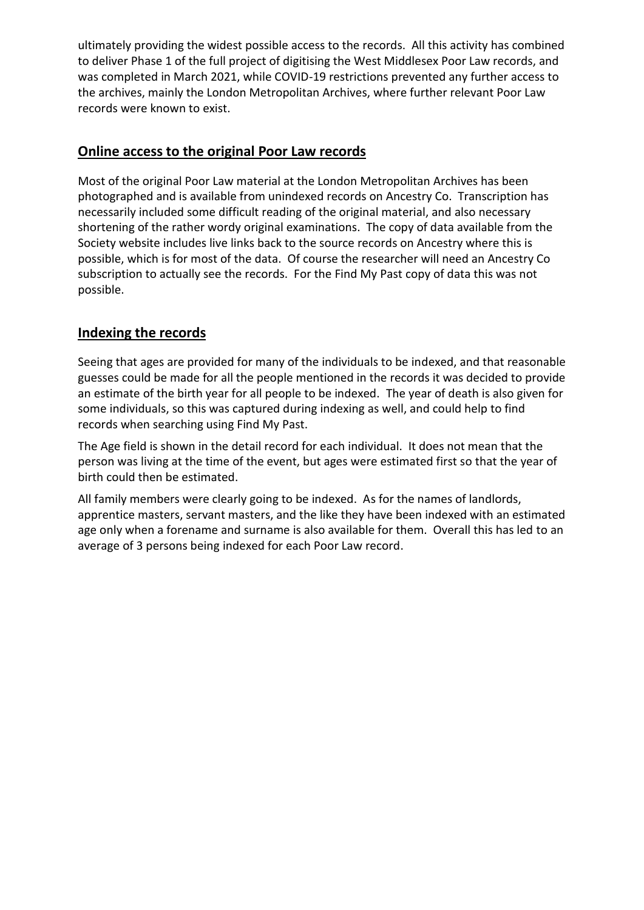ultimately providing the widest possible access to the records. All this activity has combined to deliver Phase 1 of the full project of digitising the West Middlesex Poor Law records, and was completed in March 2021, while COVID-19 restrictions prevented any further access to the archives, mainly the London Metropolitan Archives, where further relevant Poor Law records were known to exist.

## Online access to the original Poor Law records

Most of the original Poor Law material at the London Metropolitan Archives has been photographed and is available from unindexed records on Ancestry Co. Transcription has necessarily included some difficult reading of the original material, and also necessary shortening of the rather wordy original examinations. The copy of data available from the Society website includes live links back to the source records on Ancestry where this is possible, which is for most of the data. Of course the researcher will need an Ancestry Co subscription to actually see the records. For the Find My Past copy of data this was not possible.

## Indexing the records

Seeing that ages are provided for many of the individuals to be indexed, and that reasonable guesses could be made for all the people mentioned in the records it was decided to provide an estimate of the birth year for all people to be indexed. The year of death is also given for some individuals, so this was captured during indexing as well, and could help to find records when searching using Find My Past.

The Age field is shown in the detail record for each individual. It does not mean that the person was living at the time of the event, but ages were estimated first so that the year of birth could then be estimated.

All family members were clearly going to be indexed. As for the names of landlords, apprentice masters, servant masters, and the like they have been indexed with an estimated age only when a forename and surname is also available for them. Overall this has led to an average of 3 persons being indexed for each Poor Law record.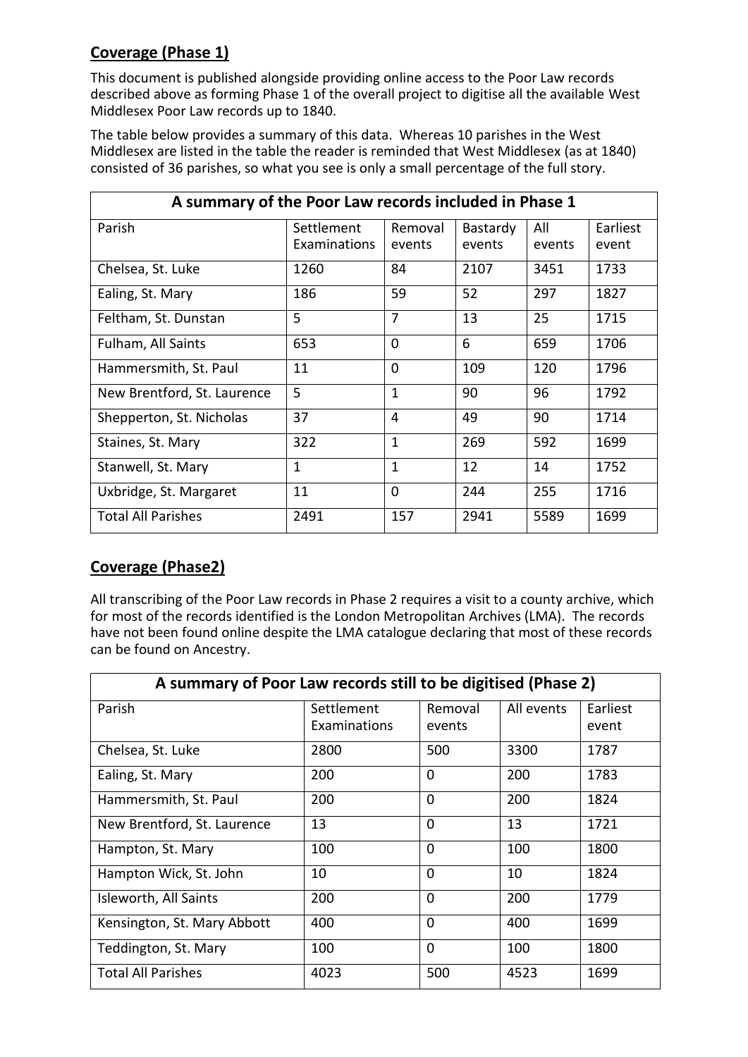## Coverage (Phase 1)

This document is published alongside providing online access to the Poor Law records described above as forming Phase 1 of the overall project to digitise all the available West Middlesex Poor Law records up to 1840.

The table below provides a summary of this data. Whereas 10 parishes in the West Middlesex are listed in the table the reader is reminded that West Middlesex (as at 1840) consisted of 36 parishes, so what you see is only a small percentage of the full story.

| A summary of the Poor Law records included in Phase 1 | | | | | |
|---|---|---|---|---|---|
| Parish | Settlement Examinations | Removal events | Bastardy events | All events | Earliest event |
| Chelsea, St. Luke | 1260 | 84 | 2107 | 3451 | 1733 |
| Ealing, St. Mary | 186 | 59 | 52 | 297 | 1827 |
| Feltham, St. Dunstan | 5 | 7 | 13 | 25 | 1715 |
| Fulham, All Saints | 653 | 0 | 6 | 659 | 1706 |
| Hammersmith, St. Paul | 11 | 0 | 109 | 120 | 1796 |
| New Brentford, St. Laurence | 5 | 1 | 90 | 96 | 1792 |
| Shepperton, St. Nicholas | 37 | 4 | 49 | 90 | 1714 |
| Staines, St. Mary | 322 | 1 | 269 | 592 | 1699 |
| Stanwell, St. Mary | 1 | 1 | 12 | 14 | 1752 |
| Uxbridge, St. Margaret | 11 | 0 | 244 | 255 | 1716 |
| Total All Parishes | 2491 | 157 | 2941 | 5589 | 1699 |

## Coverage (Phase2)

All transcribing of the Poor Law records in Phase 2 requires a visit to a county archive, which for most of the records identified is the London Metropolitan Archives (LMA). The records have not been found online despite the LMA catalogue declaring that most of these records can be found on Ancestry.

| A summary of Poor Law records still to be digitised (Phase 2) | | | | |
|---|---|---|---|---|
| Parish | Settlement Examinations | Removal events | All events | Earliest event |
| Chelsea, St. Luke | 2800 | 500 | 3300 | 1787 |
| Ealing, St. Mary | 200 | 0 | 200 | 1783 |
| Hammersmith, St. Paul | 200 | 0 | 200 | 1824 |
| New Brentford, St. Laurence | 13 | 0 | 13 | 1721 |
| Hampton, St. Mary | 100 | 0 | 100 | 1800 |
| Hampton Wick, St. John | 10 | 0 | 10 | 1824 |
| Isleworth, All Saints | 200 | 0 | 200 | 1779 |
| Kensington, St. Mary Abbott | 400 | 0 | 400 | 1699 |
| Teddington, St. Mary | 100 | 0 | 100 | 1800 |
| Total All Parishes | 4023 | 500 | 4523 | 1699 |